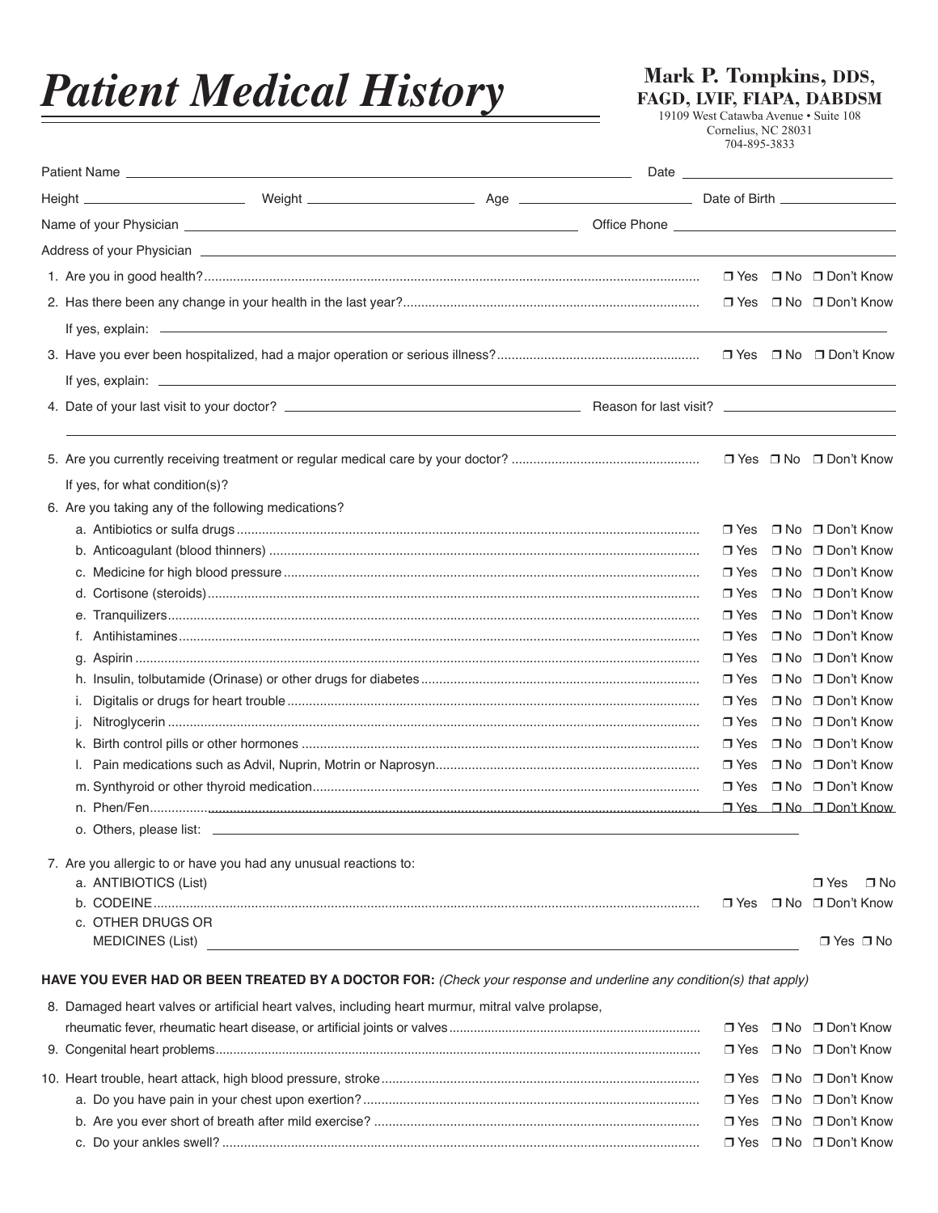# *Patient Medical History*

**Mark P. Tompkins, DDS, FAGD, LVIF, FIAPA, DABDSM**
19109 West Catawba Avenue • Suite 108
Cornelius, NC 28031
704-895-3833

Patient Name ______________________________ Date ______________

Height ____________ Weight ____________ Age ____________ Date of Birth ____________

Name of your Physician ______________________________ Office Phone ______________

Address of your Physician ______________________________

1. Are you in good health? ❒ Yes ❒ No ❒ Don't Know
2. Has there been any change in your health in the last year? ❒ Yes ❒ No ❒ Don't Know

   If yes, explain: ______________________________

3. Have you ever been hospitalized, had a major operation or serious illness? ❒ Yes ❒ No ❒ Don't Know

   If yes, explain: ______________________________

4. Date of your last visit to your doctor? ______________ Reason for last visit? ______________

5. Are you currently receiving treatment or regular medical care by your doctor? ❒ Yes ❒ No ❒ Don't Know

   If yes, for what condition(s)?

6. Are you taking any of the following medications?
   - a. Antibiotics or sulfa drugs ❒ Yes ❒ No ❒ Don't Know
   - b. Anticoagulant (blood thinners) ❒ Yes ❒ No ❒ Don't Know
   - c. Medicine for high blood pressure ❒ Yes ❒ No ❒ Don't Know
   - d. Cortisone (steroids) ❒ Yes ❒ No ❒ Don't Know
   - e. Tranquilizers ❒ Yes ❒ No ❒ Don't Know
   - f. Antihistamines ❒ Yes ❒ No ❒ Don't Know
   - g. Aspirin ❒ Yes ❒ No ❒ Don't Know
   - h. Insulin, tolbutamide (Orinase) or other drugs for diabetes ❒ Yes ❒ No ❒ Don't Know
   - i. Digitalis or drugs for heart trouble ❒ Yes ❒ No ❒ Don't Know
   - j. Nitroglycerin ❒ Yes ❒ No ❒ Don't Know
   - k. Birth control pills or other hormones ❒ Yes ❒ No ❒ Don't Know
   - l. Pain medications such as Advil, Nuprin, Motrin or Naprosyn ❒ Yes ❒ No ❒ Don't Know
   - m. Synthyroid or other thyroid medication ❒ Yes ❒ No ❒ Don't Know
   - n. Phen/Fen ❒ Yes ❒ No ❒ Don't Know
   - o. Others, please list: ______________________________

7. Are you allergic to or have you had any unusual reactions to:
   - a. ANTIBIOTICS (List) ❒ Yes ❒ No
   - b. CODEINE ❒ Yes ❒ No ❒ Don't Know
   - c. OTHER DRUGS OR MEDICINES (List) ______________________________ ❒ Yes ❒ No

**HAVE YOU EVER HAD OR BEEN TREATED BY A DOCTOR FOR:** *(Check your response and underline any condition(s) that apply)*

8. Damaged heart valves or artificial heart valves, including heart murmur, mitral valve prolapse, rheumatic fever, rheumatic heart disease, or artificial joints or valves ❒ Yes ❒ No ❒ Don't Know
9. Congenital heart problems ❒ Yes ❒ No ❒ Don't Know
10. Heart trouble, heart attack, high blood pressure, stroke ❒ Yes ❒ No ❒ Don't Know
    - a. Do you have pain in your chest upon exertion? ❒ Yes ❒ No ❒ Don't Know
    - b. Are you ever short of breath after mild exercise? ❒ Yes ❒ No ❒ Don't Know
    - c. Do your ankles swell? ❒ Yes ❒ No ❒ Don't Know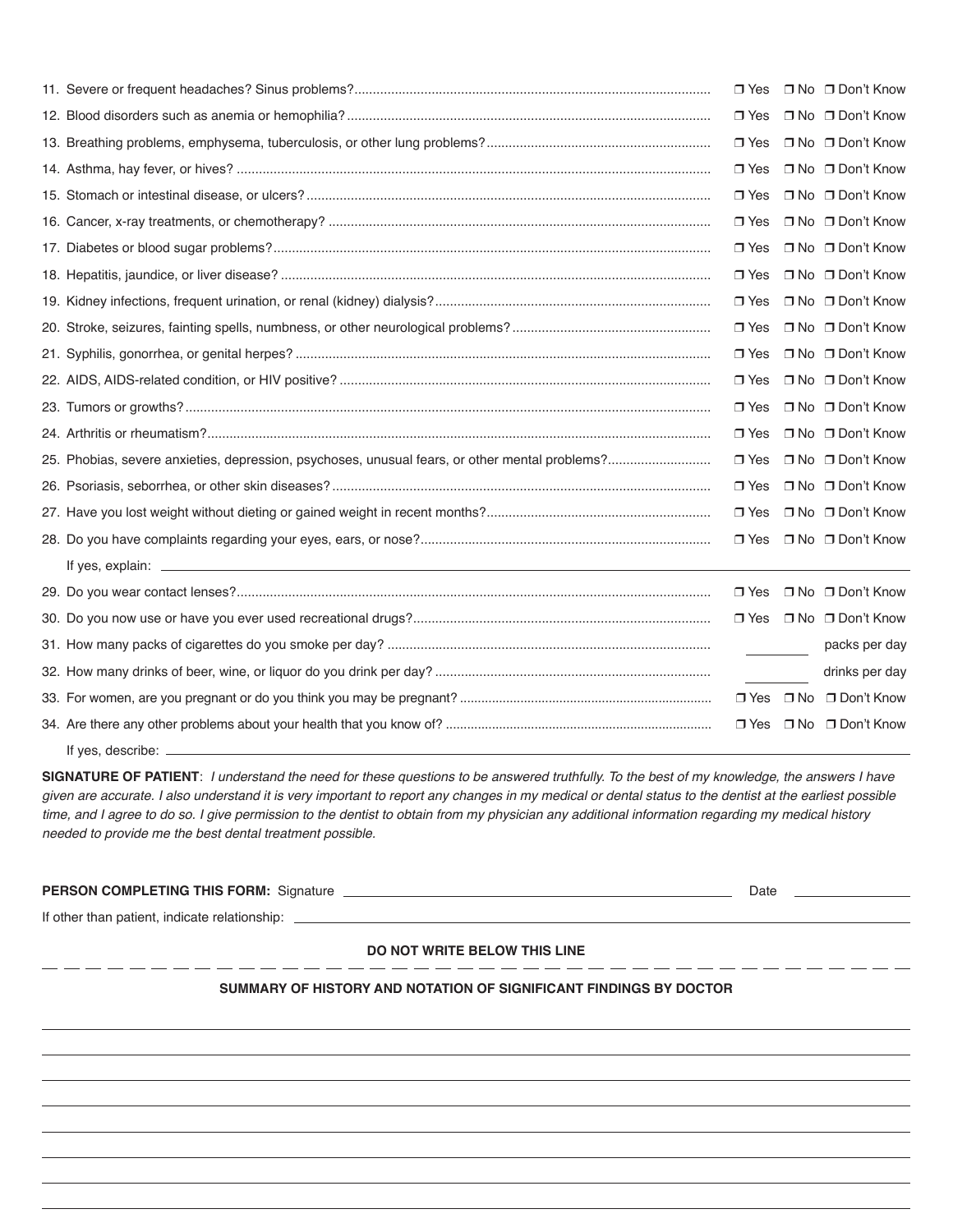11. Severe or frequent headaches? Sinus problems? ❒ Yes ❒ No ❒ Don't Know
12. Blood disorders such as anemia or hemophilia? ❒ Yes ❒ No ❒ Don't Know
13. Breathing problems, emphysema, tuberculosis, or other lung problems? ❒ Yes ❒ No ❒ Don't Know
14. Asthma, hay fever, or hives? ❒ Yes ❒ No ❒ Don't Know
15. Stomach or intestinal disease, or ulcers? ❒ Yes ❒ No ❒ Don't Know
16. Cancer, x-ray treatments, or chemotherapy? ❒ Yes ❒ No ❒ Don't Know
17. Diabetes or blood sugar problems? ❒ Yes ❒ No ❒ Don't Know
18. Hepatitis, jaundice, or liver disease? ❒ Yes ❒ No ❒ Don't Know
19. Kidney infections, frequent urination, or renal (kidney) dialysis? ❒ Yes ❒ No ❒ Don't Know
20. Stroke, seizures, fainting spells, numbness, or other neurological problems? ❒ Yes ❒ No ❒ Don't Know
21. Syphilis, gonorrhea, or genital herpes? ❒ Yes ❒ No ❒ Don't Know
22. AIDS, AIDS-related condition, or HIV positive? ❒ Yes ❒ No ❒ Don't Know
23. Tumors or growths? ❒ Yes ❒ No ❒ Don't Know
24. Arthritis or rheumatism? ❒ Yes ❒ No ❒ Don't Know
25. Phobias, severe anxieties, depression, psychoses, unusual fears, or other mental problems? ❒ Yes ❒ No ❒ Don't Know
26. Psoriasis, seborrhea, or other skin diseases? ❒ Yes ❒ No ❒ Don't Know
27. Have you lost weight without dieting or gained weight in recent months? ❒ Yes ❒ No ❒ Don't Know
28. Do you have complaints regarding your eyes, ears, or nose? ❒ Yes ❒ No ❒ Don't Know

    If yes, explain: ______________________________

29. Do you wear contact lenses? ❒ Yes ❒ No ❒ Don't Know
30. Do you now use or have you ever used recreational drugs? ❒ Yes ❒ No ❒ Don't Know
31. How many packs of cigarettes do you smoke per day? ________ packs per day
32. How many drinks of beer, wine, or liquor do you drink per day? ________ drinks per day
33. For women, are you pregnant or do you think you may be pregnant? ❒ Yes ❒ No ❒ Don't Know
34. Are there any other problems about your health that you know of? ❒ Yes ❒ No ❒ Don't Know

    If yes, describe: ______________________________

**SIGNATURE OF PATIENT**: *I understand the need for these questions to be answered truthfully. To the best of my knowledge, the answers I have given are accurate. I also understand it is very important to report any changes in my medical or dental status to the dentist at the earliest possible time, and I agree to do so. I give permission to the dentist to obtain from my physician any additional information regarding my medical history needed to provide me the best dental treatment possible.*

**PERSON COMPLETING THIS FORM:** Signature ______________________________ Date ____________

If other than patient, indicate relationship: ______________________________

**DO NOT WRITE BELOW THIS LINE**

---

**SUMMARY OF HISTORY AND NOTATION OF SIGNIFICANT FINDINGS BY DOCTOR**

______________________________

______________________________

______________________________

______________________________

______________________________

______________________________

______________________________

______________________________